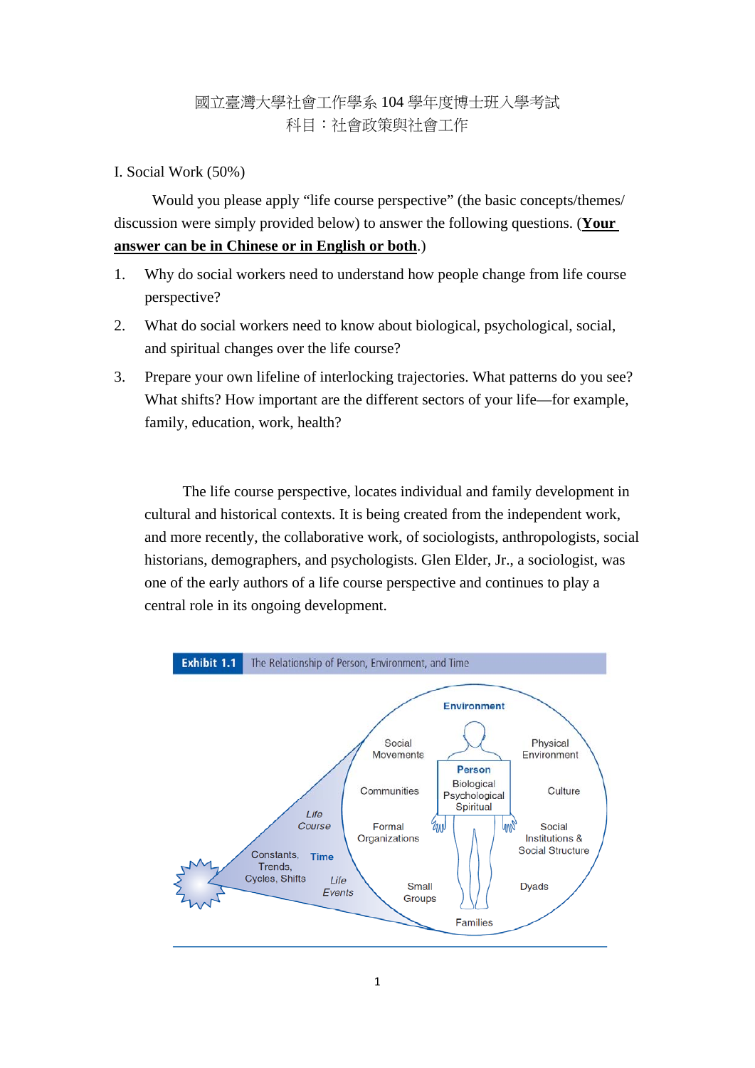國立臺灣大學社會工作學系 104 學年度博士班入學考試
科目：社會政策與社會工作

I. Social Work (50%)

Would you please apply “life course perspective” (the basic concepts/themes/ discussion were simply provided below) to answer the following questions. (**<u>Your answer can be in Chinese or in English or both</u>**.)

1. Why do social workers need to understand how people change from life course perspective?
2. What do social workers need to know about biological, psychological, social, and spiritual changes over the life course?
3. Prepare your own lifeline of interlocking trajectories. What patterns do you see? What shifts? How important are the different sectors of your life—for example, family, education, work, health?

The life course perspective, locates individual and family development in cultural and historical contexts. It is being created from the independent work, and more recently, the collaborative work, of sociologists, anthropologists, social historians, demographers, and psychologists. Glen Elder, Jr., a sociologist, was one of the early authors of a life course perspective and continues to play a central role in its ongoing development.

**Exhibit 1.1** The Relationship of Person, Environment, and Time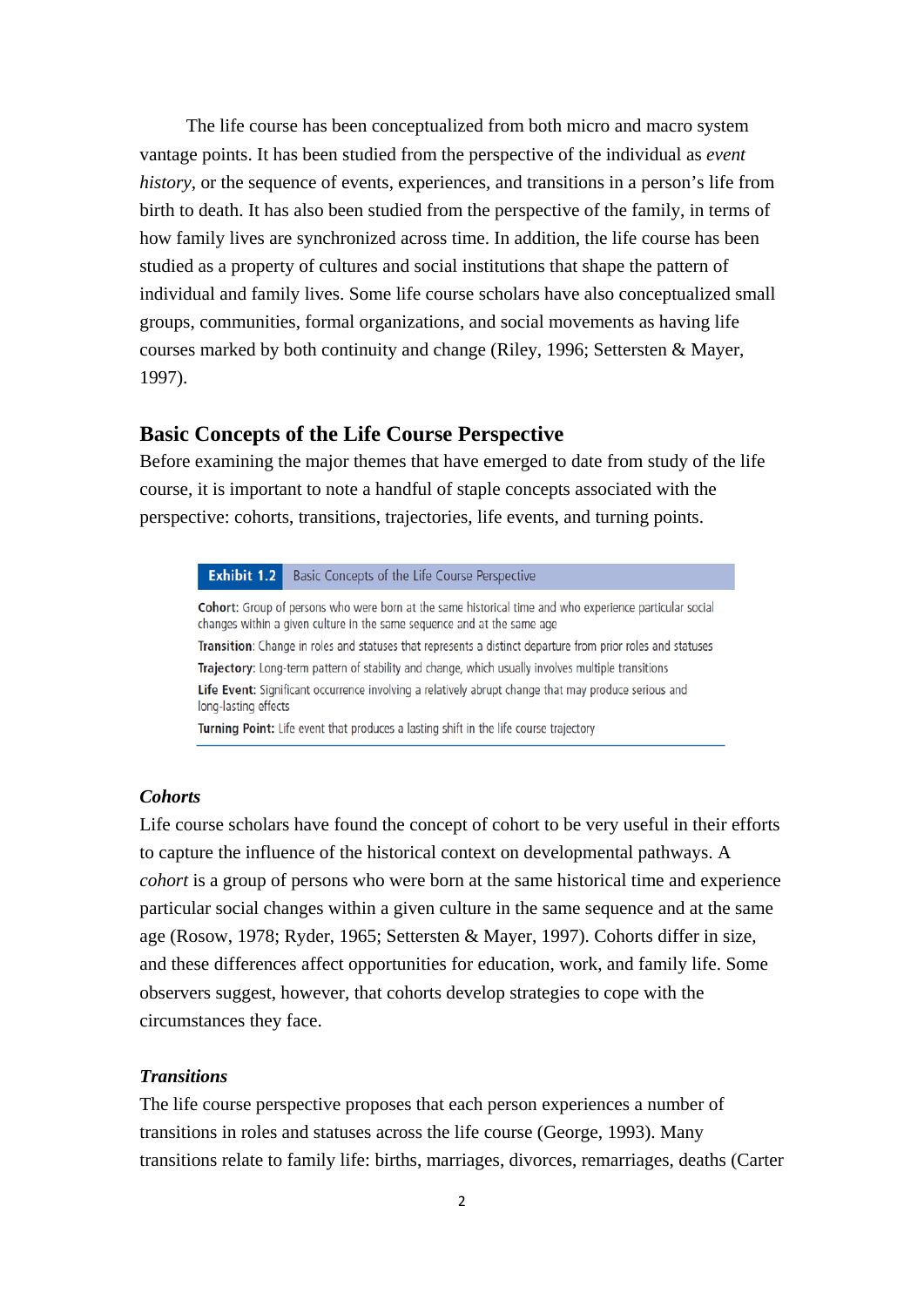The life course has been conceptualized from both micro and macro system vantage points. It has been studied from the perspective of the individual as *event history*, or the sequence of events, experiences, and transitions in a person's life from birth to death. It has also been studied from the perspective of the family, in terms of how family lives are synchronized across time. In addition, the life course has been studied as a property of cultures and social institutions that shape the pattern of individual and family lives. Some life course scholars have also conceptualized small groups, communities, formal organizations, and social movements as having life courses marked by both continuity and change (Riley, 1996; Settersten & Mayer, 1997).

## Basic Concepts of the Life Course Perspective

Before examining the major themes that have emerged to date from study of the life course, it is important to note a handful of staple concepts associated with the perspective: cohorts, transitions, trajectories, life events, and turning points.

**Exhibit 1.2** Basic Concepts of the Life Course Perspective

**Cohort:** Group of persons who were born at the same historical time and who experience particular social changes within a given culture in the same sequence and at the same age

**Transition:** Change in roles and statuses that represents a distinct departure from prior roles and statuses

**Trajectory:** Long-term pattern of stability and change, which usually involves multiple transitions

**Life Event:** Significant occurrence involving a relatively abrupt change that may produce serious and long-lasting effects

**Turning Point:** Life event that produces a lasting shift in the life course trajectory

### *Cohorts*

Life course scholars have found the concept of cohort to be very useful in their efforts to capture the influence of the historical context on developmental pathways. A *cohort* is a group of persons who were born at the same historical time and experience particular social changes within a given culture in the same sequence and at the same age (Rosow, 1978; Ryder, 1965; Settersten & Mayer, 1997). Cohorts differ in size, and these differences affect opportunities for education, work, and family life. Some observers suggest, however, that cohorts develop strategies to cope with the circumstances they face.

### *Transitions*

The life course perspective proposes that each person experiences a number of transitions in roles and statuses across the life course (George, 1993). Many transitions relate to family life: births, marriages, divorces, remarriages, deaths (Carter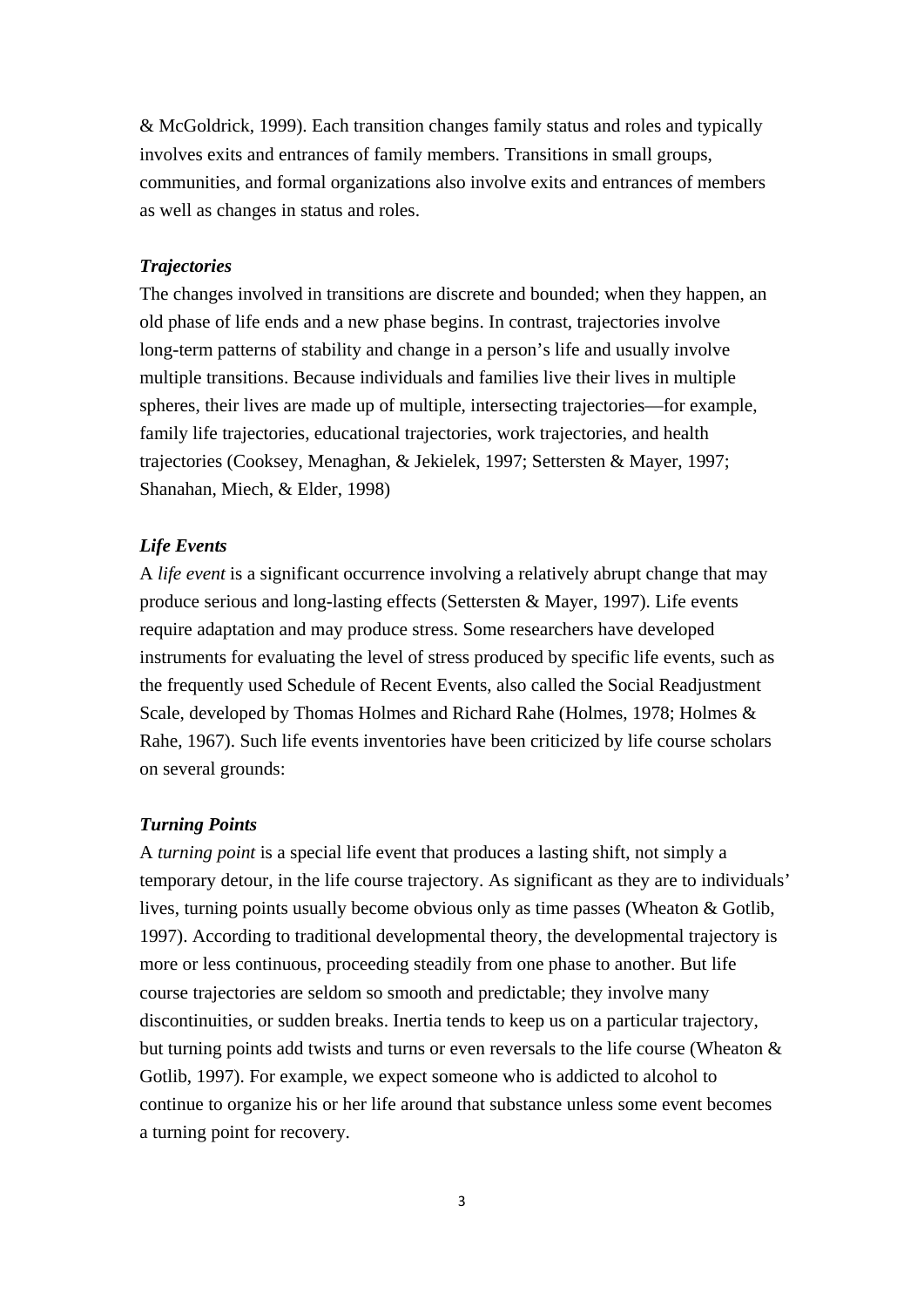& McGoldrick, 1999). Each transition changes family status and roles and typically involves exits and entrances of family members. Transitions in small groups, communities, and formal organizations also involve exits and entrances of members as well as changes in status and roles.

***Trajectories***

The changes involved in transitions are discrete and bounded; when they happen, an old phase of life ends and a new phase begins. In contrast, trajectories involve long-term patterns of stability and change in a person's life and usually involve multiple transitions. Because individuals and families live their lives in multiple spheres, their lives are made up of multiple, intersecting trajectories—for example, family life trajectories, educational trajectories, work trajectories, and health trajectories (Cooksey, Menaghan, & Jekielek, 1997; Settersten & Mayer, 1997; Shanahan, Miech, & Elder, 1998)

***Life Events***

A *life event* is a significant occurrence involving a relatively abrupt change that may produce serious and long-lasting effects (Settersten & Mayer, 1997). Life events require adaptation and may produce stress. Some researchers have developed instruments for evaluating the level of stress produced by specific life events, such as the frequently used Schedule of Recent Events, also called the Social Readjustment Scale, developed by Thomas Holmes and Richard Rahe (Holmes, 1978; Holmes & Rahe, 1967). Such life events inventories have been criticized by life course scholars on several grounds:

***Turning Points***

A *turning point* is a special life event that produces a lasting shift, not simply a temporary detour, in the life course trajectory. As significant as they are to individuals' lives, turning points usually become obvious only as time passes (Wheaton & Gotlib, 1997). According to traditional developmental theory, the developmental trajectory is more or less continuous, proceeding steadily from one phase to another. But life course trajectories are seldom so smooth and predictable; they involve many discontinuities, or sudden breaks. Inertia tends to keep us on a particular trajectory, but turning points add twists and turns or even reversals to the life course (Wheaton & Gotlib, 1997). For example, we expect someone who is addicted to alcohol to continue to organize his or her life around that substance unless some event becomes a turning point for recovery.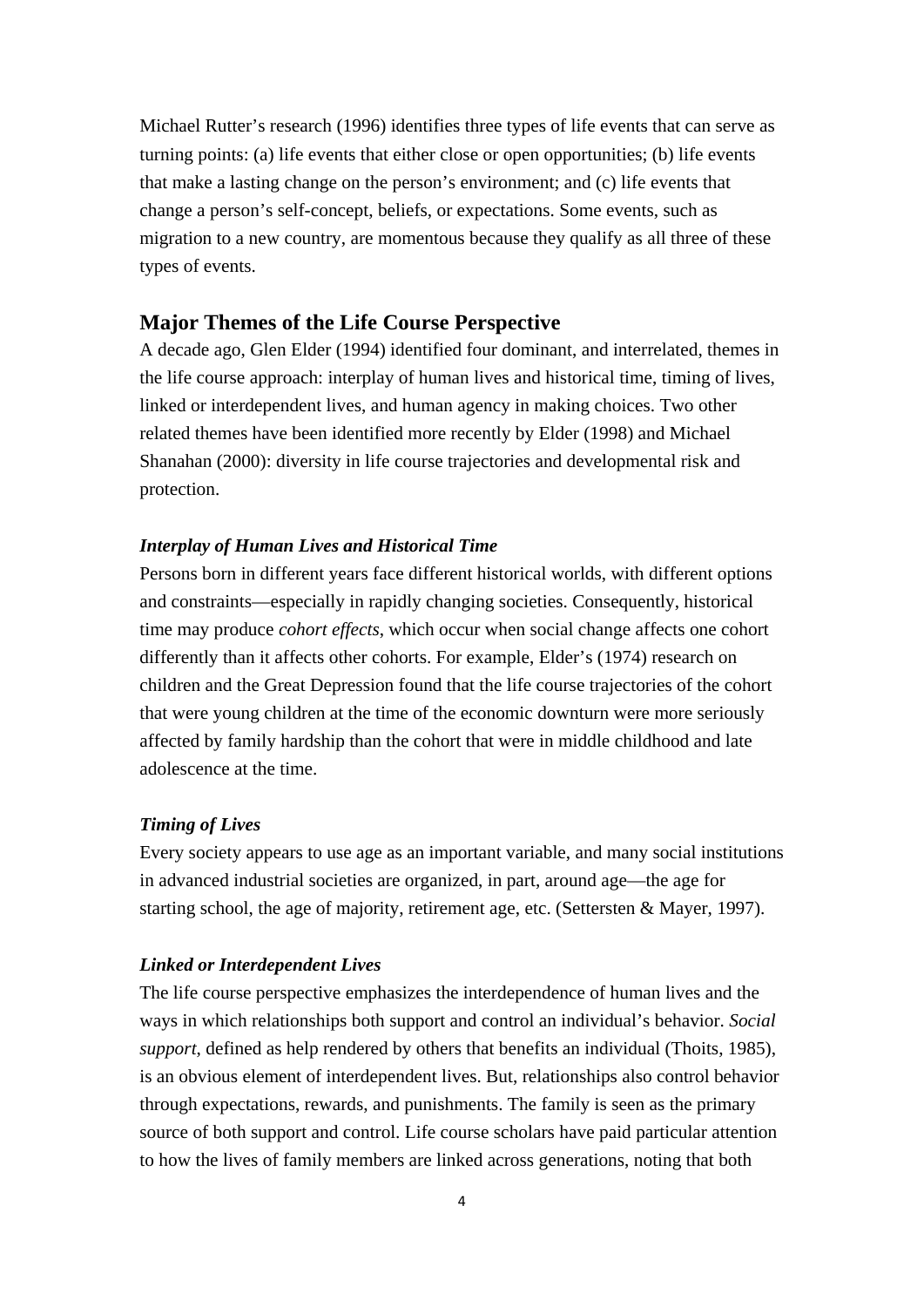Michael Rutter's research (1996) identifies three types of life events that can serve as turning points: (a) life events that either close or open opportunities; (b) life events that make a lasting change on the person's environment; and (c) life events that change a person's self-concept, beliefs, or expectations. Some events, such as migration to a new country, are momentous because they qualify as all three of these types of events.

## Major Themes of the Life Course Perspective

A decade ago, Glen Elder (1994) identified four dominant, and interrelated, themes in the life course approach: interplay of human lives and historical time, timing of lives, linked or interdependent lives, and human agency in making choices. Two other related themes have been identified more recently by Elder (1998) and Michael Shanahan (2000): diversity in life course trajectories and developmental risk and protection.

### *Interplay of Human Lives and Historical Time*

Persons born in different years face different historical worlds, with different options and constraints—especially in rapidly changing societies. Consequently, historical time may produce *cohort effects*, which occur when social change affects one cohort differently than it affects other cohorts. For example, Elder's (1974) research on children and the Great Depression found that the life course trajectories of the cohort that were young children at the time of the economic downturn were more seriously affected by family hardship than the cohort that were in middle childhood and late adolescence at the time.

### *Timing of Lives*

Every society appears to use age as an important variable, and many social institutions in advanced industrial societies are organized, in part, around age—the age for starting school, the age of majority, retirement age, etc. (Settersten & Mayer, 1997).

### *Linked or Interdependent Lives*

The life course perspective emphasizes the interdependence of human lives and the ways in which relationships both support and control an individual's behavior. *Social support*, defined as help rendered by others that benefits an individual (Thoits, 1985), is an obvious element of interdependent lives. But, relationships also control behavior through expectations, rewards, and punishments. The family is seen as the primary source of both support and control. Life course scholars have paid particular attention to how the lives of family members are linked across generations, noting that both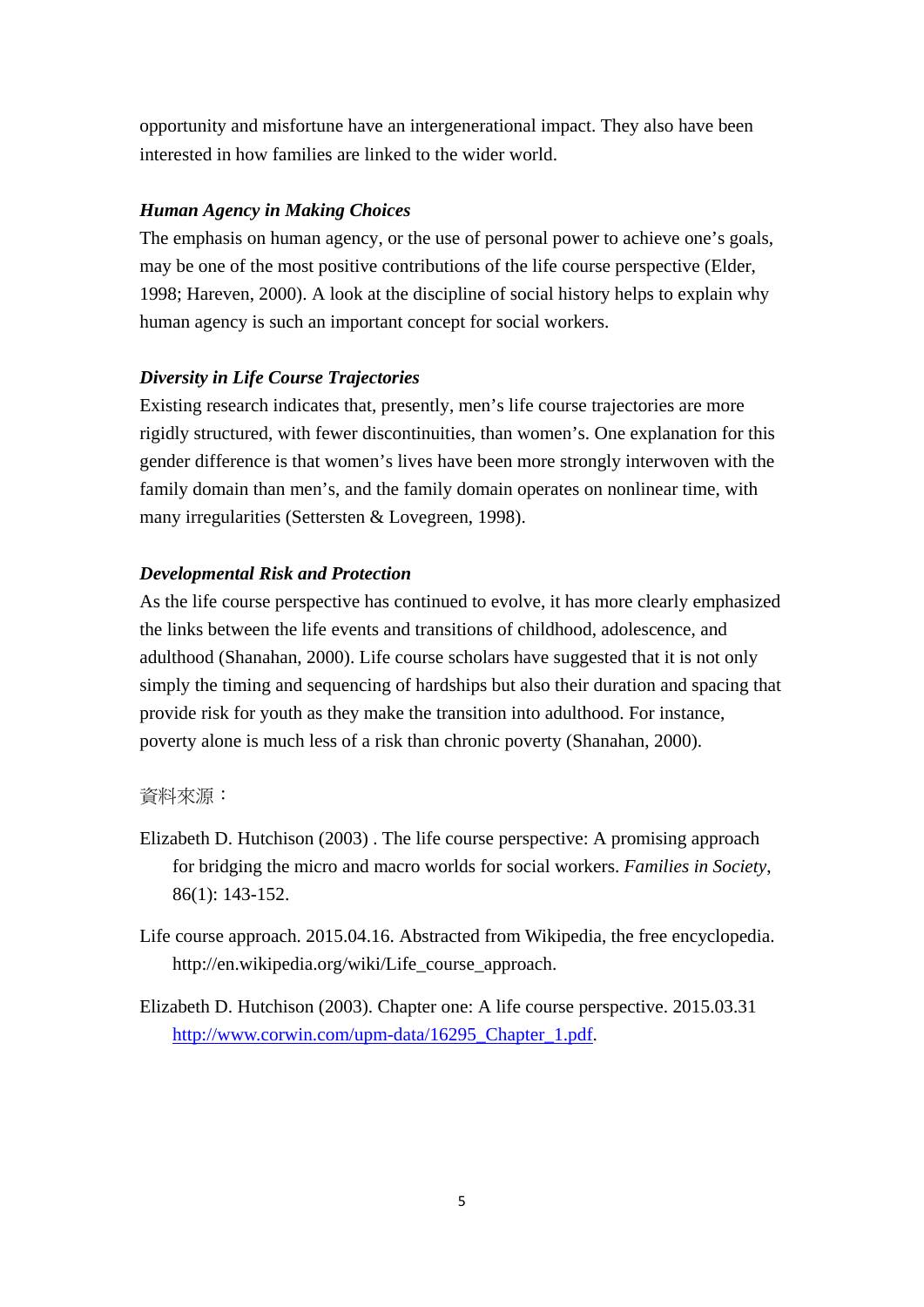opportunity and misfortune have an intergenerational impact. They also have been interested in how families are linked to the wider world.

***Human Agency in Making Choices***

The emphasis on human agency, or the use of personal power to achieve one's goals, may be one of the most positive contributions of the life course perspective (Elder, 1998; Hareven, 2000). A look at the discipline of social history helps to explain why human agency is such an important concept for social workers.

***Diversity in Life Course Trajectories***

Existing research indicates that, presently, men's life course trajectories are more rigidly structured, with fewer discontinuities, than women's. One explanation for this gender difference is that women's lives have been more strongly interwoven with the family domain than men's, and the family domain operates on nonlinear time, with many irregularities (Settersten & Lovegreen, 1998).

***Developmental Risk and Protection***

As the life course perspective has continued to evolve, it has more clearly emphasized the links between the life events and transitions of childhood, adolescence, and adulthood (Shanahan, 2000). Life course scholars have suggested that it is not only simply the timing and sequencing of hardships but also their duration and spacing that provide risk for youth as they make the transition into adulthood. For instance, poverty alone is much less of a risk than chronic poverty (Shanahan, 2000).

資料來源：

Elizabeth D. Hutchison (2003) . The life course perspective: A promising approach for bridging the micro and macro worlds for social workers. *Families in Society*, 86(1): 143-152.

Life course approach. 2015.04.16. Abstracted from Wikipedia, the free encyclopedia. http://en.wikipedia.org/wiki/Life_course_approach.

Elizabeth D. Hutchison (2003). Chapter one: A life course perspective. 2015.03.31 http://www.corwin.com/upm-data/16295_Chapter_1.pdf.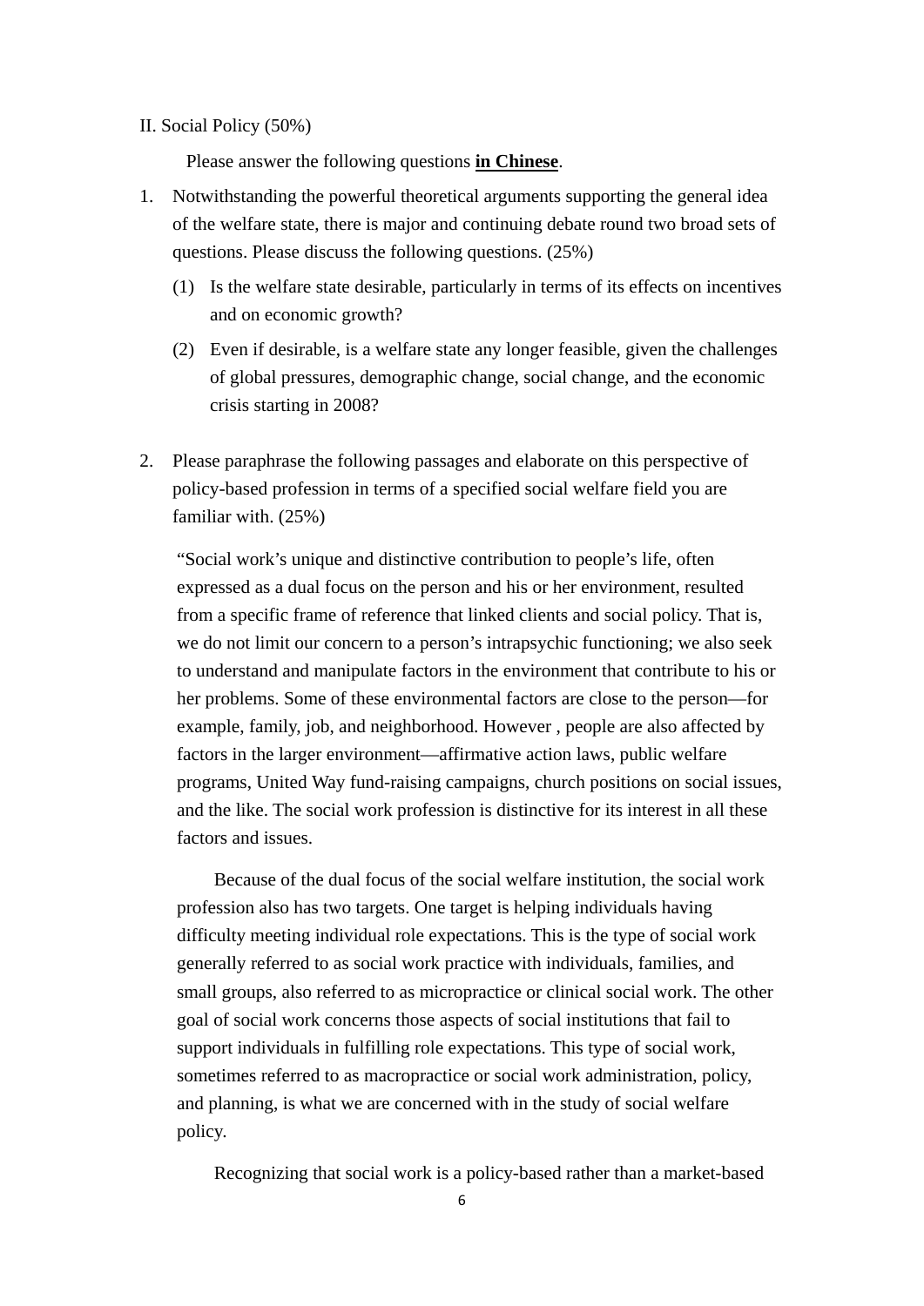II. Social Policy (50%)

Please answer the following questions **in Chinese**.

1. Notwithstanding the powerful theoretical arguments supporting the general idea of the welfare state, there is major and continuing debate round two broad sets of questions. Please discuss the following questions. (25%)
   (1) Is the welfare state desirable, particularly in terms of its effects on incentives and on economic growth?
   (2) Even if desirable, is a welfare state any longer feasible, given the challenges of global pressures, demographic change, social change, and the economic crisis starting in 2008?

2. Please paraphrase the following passages and elaborate on this perspective of policy-based profession in terms of a specified social welfare field you are familiar with. (25%)

   "Social work's unique and distinctive contribution to people's life, often expressed as a dual focus on the person and his or her environment, resulted from a specific frame of reference that linked clients and social policy. That is, we do not limit our concern to a person's intrapsychic functioning; we also seek to understand and manipulate factors in the environment that contribute to his or her problems. Some of these environmental factors are close to the person—for example, family, job, and neighborhood. However , people are also affected by factors in the larger environment—affirmative action laws, public welfare programs, United Way fund-raising campaigns, church positions on social issues, and the like. The social work profession is distinctive for its interest in all these factors and issues.

   Because of the dual focus of the social welfare institution, the social work profession also has two targets. One target is helping individuals having difficulty meeting individual role expectations. This is the type of social work generally referred to as social work practice with individuals, families, and small groups, also referred to as micropractice or clinical social work. The other goal of social work concerns those aspects of social institutions that fail to support individuals in fulfilling role expectations. This type of social work, sometimes referred to as macropractice or social work administration, policy, and planning, is what we are concerned with in the study of social welfare policy.

   Recognizing that social work is a policy-based rather than a market-based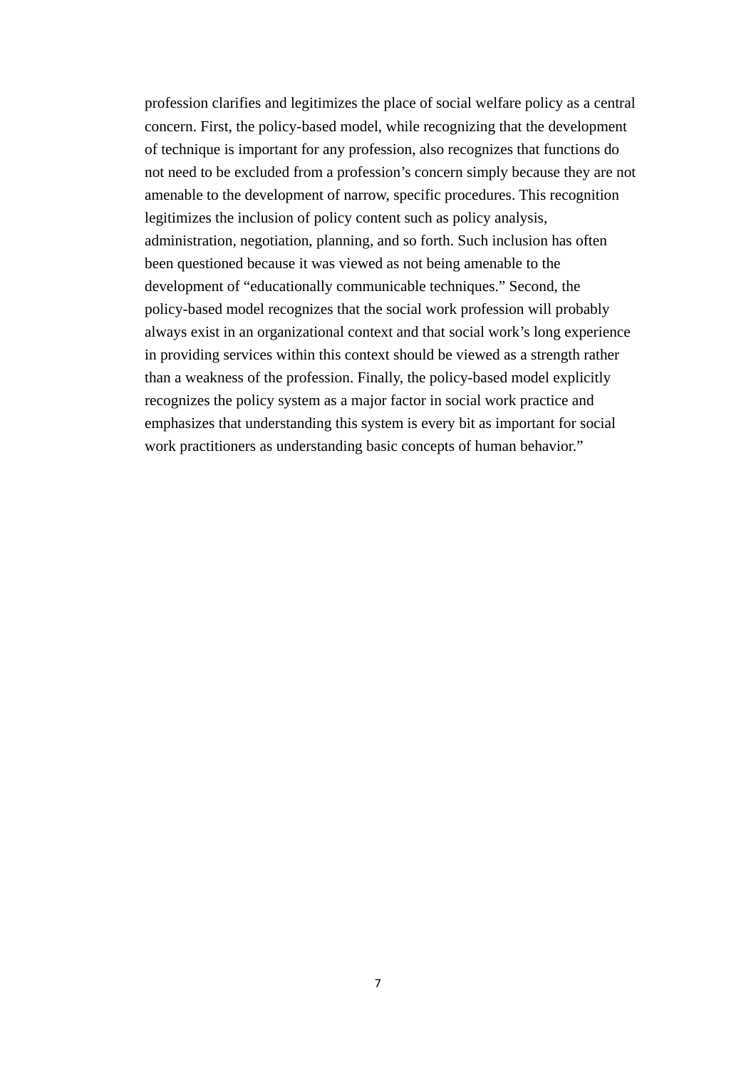profession clarifies and legitimizes the place of social welfare policy as a central concern. First, the policy-based model, while recognizing that the development of technique is important for any profession, also recognizes that functions do not need to be excluded from a profession's concern simply because they are not amenable to the development of narrow, specific procedures. This recognition legitimizes the inclusion of policy content such as policy analysis, administration, negotiation, planning, and so forth. Such inclusion has often been questioned because it was viewed as not being amenable to the development of "educationally communicable techniques." Second, the policy-based model recognizes that the social work profession will probably always exist in an organizational context and that social work's long experience in providing services within this context should be viewed as a strength rather than a weakness of the profession. Finally, the policy-based model explicitly recognizes the policy system as a major factor in social work practice and emphasizes that understanding this system is every bit as important for social work practitioners as understanding basic concepts of human behavior."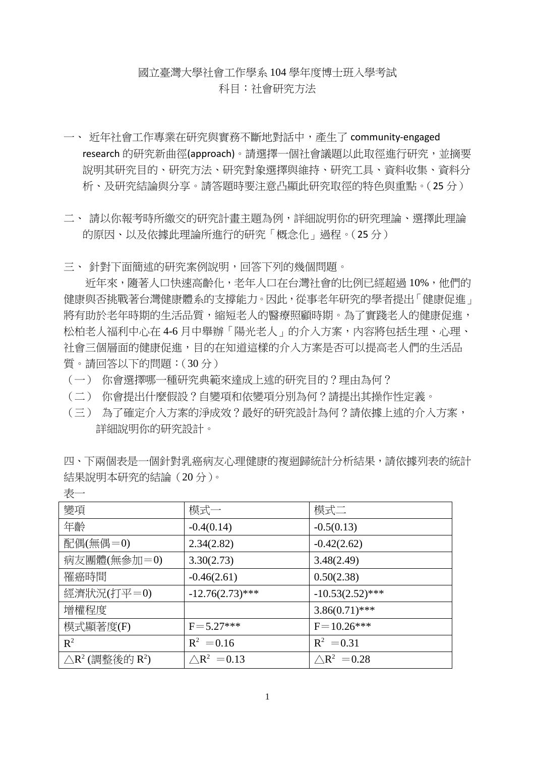國立臺灣大學社會工作學系 104 學年度博士班入學考試

科目：社會研究方法

一、 近年社會工作專業在研究與實務不斷地對話中，產生了 community-engaged research 的研究新曲徑(approach)。請選擇一個社會議題以此取徑進行研究，並摘要說明其研究目的、研究方法、研究對象選擇與維持、研究工具、資料收集、資料分析、及研究結論與分享。請答題時要注意凸顯此研究取徑的特色與重點。（25 分）

二、 請以你報考時所繳交的研究計畫主題為例，詳細說明你的研究理論、選擇此理論的原因、以及依據此理論所進行的研究「概念化」過程。（25 分）

三、 針對下面簡述的研究案例說明，回答下列的幾個問題。

近年來，隨著人口快速高齡化，老年人口在台灣社會的比例已經超過 10%，他們的健康與否挑戰著台灣健康體系的支撐能力。因此，從事老年研究的學者提出「健康促進」將有助於老年時期的生活品質，縮短老人的醫療照顧時期。為了實踐老人的健康促進，松柏老人福利中心在 4-6 月中舉辦「陽光老人」的介入方案，內容將包括生理、心理、社會三個層面的健康促進，目的在知道這樣的介入方案是否可以提高老人們的生活品質。請回答以下的問題：（30 分）

（一） 你會選擇哪一種研究典範來達成上述的研究目的？理由為何？

（二） 你會提出什麼假設？自變項和依變項分別為何？請提出其操作性定義。

（三） 為了確定介入方案的淨成效？最好的研究設計為何？請依據上述的介入方案，詳細說明你的研究設計。

四、下兩個表是一個針對乳癌病友心理健康的複迴歸統計分析結果，請依據列表的統計結果說明本研究的結論（20 分）。

表一

| 變項 | 模式一 | 模式二 |
|---|---|---|
| 年齡 | -0.4(0.14) | -0.5(0.13) |
| 配偶(無偶＝0) | 2.34(2.82) | -0.42(2.62) |
| 病友團體(無參加＝0) | 3.30(2.73) | 3.48(2.49) |
| 罹癌時間 | -0.46(2.61) | 0.50(2.38) |
| 經濟狀況(打平＝0) | -12.76(2.73)*** | -10.53(2.52)*** |
| 增權程度 | | 3.86(0.71)*** |
| 模式顯著度(F) | F＝5.27*** | F＝10.26*** |
| $R^2$ | $R^2$ ＝0.16 | $R^2$ ＝0.31 |
| $\triangle R^2$ (調整後的 $R^2$) | $\triangle R^2$ ＝0.13 | $\triangle R^2$ ＝0.28 |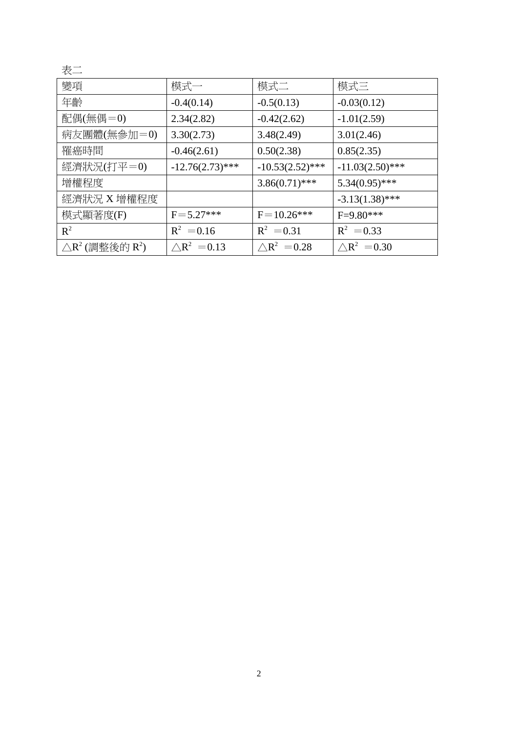表二

| 變項 | 模式一 | 模式二 | 模式三 |
|---|---|---|---|
| 年齡 | -0.4(0.14) | -0.5(0.13) | -0.03(0.12) |
| 配偶(無偶＝0) | 2.34(2.82) | -0.42(2.62) | -1.01(2.59) |
| 病友團體(無參加＝0) | 3.30(2.73) | 3.48(2.49) | 3.01(2.46) |
| 罹癌時間 | -0.46(2.61) | 0.50(2.38) | 0.85(2.35) |
| 經濟狀況(打平＝0) | -12.76(2.73)*** | -10.53(2.52)*** | -11.03(2.50)*** |
| 增權程度 | | 3.86(0.71)*** | 5.34(0.95)*** |
| 經濟狀況 X 增權程度 | | | -3.13(1.38)*** |
| 模式顯著度(F) | F＝5.27*** | F＝10.26*** | F=9.80*** |
| $R^2$ | $R^2$ ＝0.16 | $R^2$ ＝0.31 | $R^2$ ＝0.33 |
| $\triangle R^2$ (調整後的 $R^2$) | $\triangle R^2$ ＝0.13 | $\triangle R^2$ ＝0.28 | $\triangle R^2$ ＝0.30 |